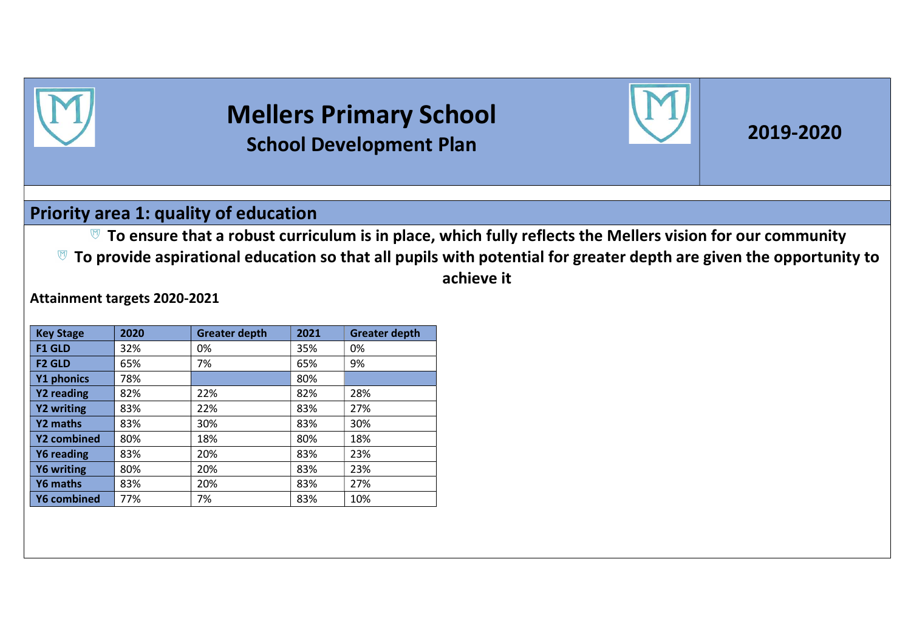# Mellers Primary School

## School Development Plan

**2019-2020**

## Priority area 1: quality of education

- **To ensure that a robust curriculum is in place, which fully reflects the Mellers vision for our community**
- **To provide aspirational education so that all pupils with potential for greater depth are given the opportunity to achieve it**

**Attainment targets 2020-2021**

| Key Stage | 2020 | Greater depth | 2021 | Greater depth |
|---|---|---|---|---|
| F1 GLD | 32% | 0% | 35% | 0% |
| F2 GLD | 65% | 7% | 65% | 9% |
| Y1 phonics | 78% | | 80% | |
| Y2 reading | 82% | 22% | 82% | 28% |
| Y2 writing | 83% | 22% | 83% | 27% |
| Y2 maths | 83% | 30% | 83% | 30% |
| Y2 combined | 80% | 18% | 80% | 18% |
| Y6 reading | 83% | 20% | 83% | 23% |
| Y6 writing | 80% | 20% | 83% | 23% |
| Y6 maths | 83% | 20% | 83% | 27% |
| Y6 combined | 77% | 7% | 83% | 10% |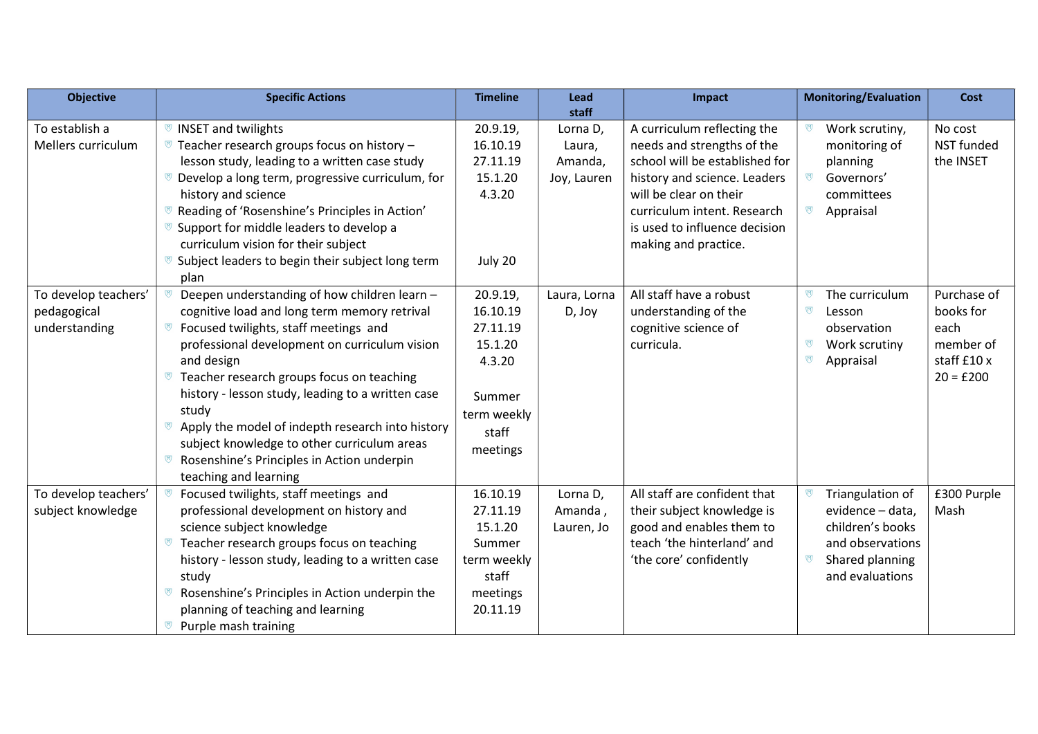| Objective | Specific Actions | Timeline | Lead staff | Impact | Monitoring/Evaluation | Cost |
|---|---|---|---|---|---|---|
| To establish a Mellers curriculum | • INSET and twilights<br>• Teacher research groups focus on history – lesson study, leading to a written case study<br>• Develop a long term, progressive curriculum, for history and science<br>• Reading of 'Rosenshine's Principles in Action'<br>• Support for middle leaders to develop a curriculum vision for their subject<br>• Subject leaders to begin their subject long term plan | 20.9.19, 16.10.19 27.11.19 15.1.20 4.3.20<br><br>July 20 | Lorna D, Laura, Amanda, Joy, Lauren | A curriculum reflecting the needs and strengths of the school will be established for history and science. Leaders will be clear on their curriculum intent. Research is used to influence decision making and practice. | • Work scrutiny, monitoring of planning<br>• Governors' committees<br>• Appraisal | No cost NST funded the INSET |
| To develop teachers' pedagogical understanding | • Deepen understanding of how children learn – cognitive load and long term memory retrival<br>• Focused twilights, staff meetings and professional development on curriculum vision and design<br>• Teacher research groups focus on teaching history - lesson study, leading to a written case study<br>• Apply the model of indepth research into history subject knowledge to other curriculum areas<br>• Rosenshine's Principles in Action underpin teaching and learning | 20.9.19, 16.10.19 27.11.19 15.1.20 4.3.20<br><br>Summer term weekly staff meetings | Laura, Lorna D, Joy | All staff have a robust understanding of the cognitive science of curricula. | • The curriculum<br>• Lesson observation<br>• Work scrutiny<br>• Appraisal | Purchase of books for each member of staff £10 x 20 = £200 |
| To develop teachers' subject knowledge | • Focused twilights, staff meetings and professional development on history and science subject knowledge<br>• Teacher research groups focus on teaching history - lesson study, leading to a written case study<br>• Rosenshine's Principles in Action underpin the planning of teaching and learning<br>• Purple mash training | 16.10.19 27.11.19 15.1.20 Summer term weekly staff meetings 20.11.19 | Lorna D, Amanda , Lauren, Jo | All staff are confident that their subject knowledge is good and enables them to teach 'the hinterland' and 'the core' confidently | • Triangulation of evidence – data, children's books and observations<br>• Shared planning and evaluations | £300 Purple Mash |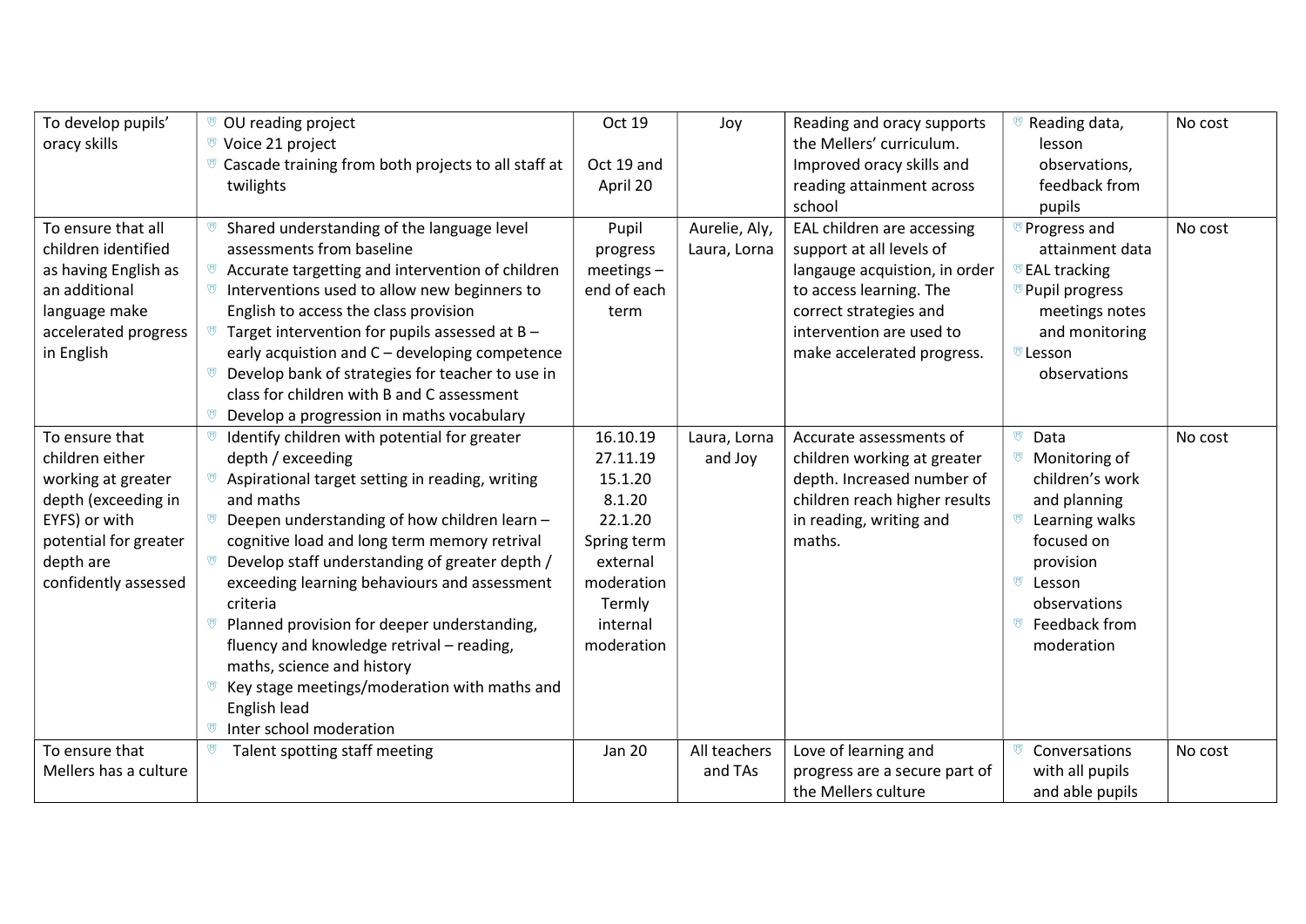| To develop pupils' oracy skills | • OU reading project<br>• Voice 21 project<br>• Cascade training from both projects to all staff at twilights | Oct 19<br><br>Oct 19 and April 20 | Joy | Reading and oracy supports the Mellers' curriculum. Improved oracy skills and reading attainment across school | • Reading data, lesson observations, feedback from pupils | No cost |
|---|---|---|---|---|---|---|
| To ensure that all children identified as having English as an additional language make accelerated progress in English | • Shared understanding of the language level assessments from baseline<br>• Accurate targetting and intervention of children<br>• Interventions used to allow new beginners to English to access the class provision<br>• Target intervention for pupils assessed at B – early acquistion and C – developing competence<br>• Develop bank of strategies for teacher to use in class for children with B and C assessment<br>• Develop a progression in maths vocabulary | Pupil progress meetings – end of each term | Aurelie, Aly, Laura, Lorna | EAL children are accessing support at all levels of langauge acquistion, in order to access learning. The correct strategies and intervention are used to make accelerated progress. | • Progress and attainment data<br>• EAL tracking<br>• Pupil progress meetings notes and monitoring<br>• Lesson observations | No cost |
| To ensure that children either working at greater depth (exceeding in EYFS) or with potential for greater depth are confidently assessed | • Identify children with potential for greater depth / exceeding<br>• Aspirational target setting in reading, writing and maths<br>• Deepen understanding of how children learn – cognitive load and long term memory retrival<br>• Develop staff understanding of greater depth / exceeding learning behaviours and assessment criteria<br>• Planned provision for deeper understanding, fluency and knowledge retrival – reading, maths, science and history<br>• Key stage meetings/moderation with maths and English lead<br>• Inter school moderation | 16.10.19<br>27.11.19<br>15.1.20<br>8.1.20<br>22.1.20<br>Spring term external moderation<br>Termly internal moderation | Laura, Lorna and Joy | Accurate assessments of children working at greater depth. Increased number of children reach higher results in reading, writing and maths. | • Data<br>• Monitoring of children's work and planning<br>• Learning walks focused on provision<br>• Lesson observations<br>• Feedback from moderation | No cost |
| To ensure that Mellers has a culture | • Talent spotting staff meeting | Jan 20 | All teachers and TAs | Love of learning and progress are a secure part of the Mellers culture | • Conversations with all pupils and able pupils | No cost |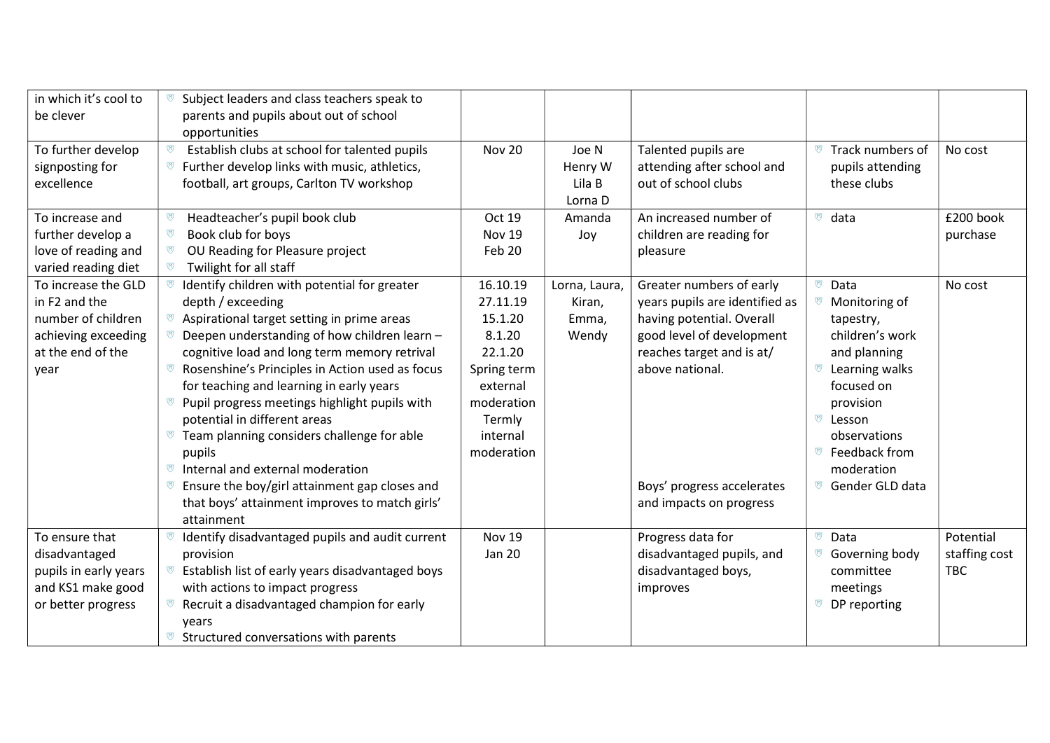| | | | | | | |
|---|---|---|---|---|---|---|
| in which it's cool to be clever | • Subject leaders and class teachers speak to parents and pupils about out of school opportunities | | | | | |
| To further develop signposting for excellence | • Establish clubs at school for talented pupils<br>• Further develop links with music, athletics, football, art groups, Carlton TV workshop | Nov 20 | Joe N<br>Henry W<br>Lila B<br>Lorna D | Talented pupils are attending after school and out of school clubs | • Track numbers of pupils attending these clubs | No cost |
| To increase and further develop a love of reading and varied reading diet | • Headteacher's pupil book club<br>• Book club for boys<br>• OU Reading for Pleasure project<br>• Twilight for all staff | Oct 19<br>Nov 19<br>Feb 20 | Amanda<br>Joy | An increased number of children are reading for pleasure | • data | £200 book purchase |
| To increase the GLD in F2 and the number of children achieving exceeding at the end of the year | • Identify children with potential for greater depth / exceeding<br>• Aspirational target setting in prime areas<br>• Deepen understanding of how children learn – cognitive load and long term memory retrival<br>• Rosenshine's Principles in Action used as focus for teaching and learning in early years<br>• Pupil progress meetings highlight pupils with potential in different areas<br>• Team planning considers challenge for able pupils<br>• Internal and external moderation<br>• Ensure the boy/girl attainment gap closes and that boys' attainment improves to match girls' attainment | 16.10.19<br>27.11.19<br>15.1.20<br>8.1.20<br>22.1.20<br>Spring term external moderation<br>Termly internal moderation | Lorna, Laura, Kiran, Emma, Wendy | Greater numbers of early years pupils are identified as having potential. Overall good level of development reaches target and is at/ above national.<br><br>Boys' progress accelerates and impacts on progress | • Data<br>• Monitoring of tapestry, children's work and planning<br>• Learning walks focused on provision<br>• Lesson observations<br>• Feedback from moderation<br>• Gender GLD data | No cost |
| To ensure that disadvantaged pupils in early years and KS1 make good or better progress | • Identify disadvantaged pupils and audit current provision<br>• Establish list of early years disadvantaged boys with actions to impact progress<br>• Recruit a disadvantaged champion for early years<br>• Structured conversations with parents | Nov 19<br>Jan 20 | | Progress data for disadvantaged pupils, and disadvantaged boys, improves | • Data<br>• Governing body committee meetings<br>• DP reporting | Potential staffing cost TBC |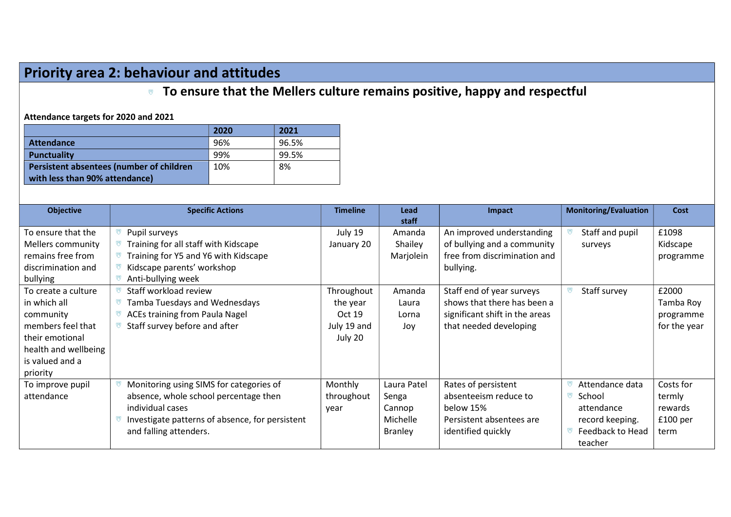## Priority area 2: behaviour and attitudes

- **To ensure that the Mellers culture remains positive, happy and respectful**

**Attendance targets for 2020 and 2021**

| | 2020 | 2021 |
|---|---|---|
| **Attendance** | 96% | 96.5% |
| **Punctuality** | 99% | 99.5% |
| **Persistent absentees (number of children with less than 90% attendance)** | 10% | 8% |

| Objective | Specific Actions | Timeline | Lead staff | Impact | Monitoring/Evaluation | Cost |
|---|---|---|---|---|---|---|
| To ensure that the Mellers community remains free from discrimination and bullying | - Pupil surveys<br>- Training for all staff with Kidscape<br>- Training for Y5 and Y6 with Kidscape<br>- Kidscape parents' workshop<br>- Anti-bullying week | July 19<br>January 20 | Amanda<br>Shailey<br>Marjolein | An improved understanding of bullying and a community free from discrimination and bullying. | - Staff and pupil surveys | £1098 Kidscape programme |
| To create a culture in which all community members feel that their emotional health and wellbeing is valued and a priority | - Staff workload review<br>- Tamba Tuesdays and Wednesdays<br>- ACEs training from Paula Nagel<br>- Staff survey before and after | Throughout the year<br>Oct 19<br>July 19 and July 20 | Amanda<br>Laura<br>Lorna<br>Joy | Staff end of year surveys shows that there has been a significant shift in the areas that needed developing | - Staff survey | £2000 Tamba Roy programme for the year |
| To improve pupil attendance | - Monitoring using SIMS for categories of absence, whole school percentage then individual cases<br>- Investigate patterns of absence, for persistent and falling attenders. | Monthly throughout year | Laura Patel<br>Senga Cannop<br>Michelle Branley | Rates of persistent absenteeism reduce to below 15%<br>Persistent absentees are identified quickly | - Attendance data<br>- School attendance record keeping.<br>- Feedback to Head teacher | Costs for termly rewards £100 per term |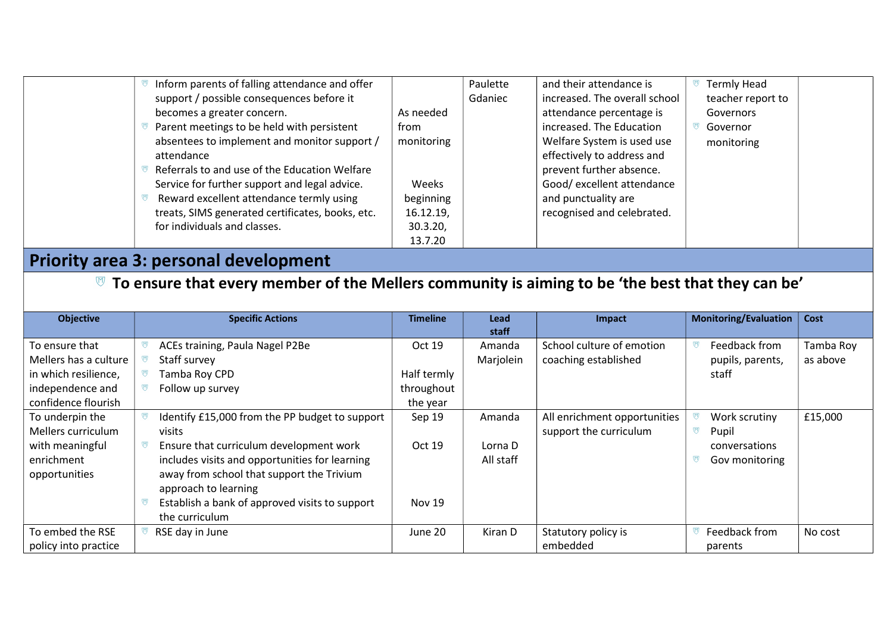| | | | | | | |
|---|---|---|---|---|---|---|
| | - Inform parents of falling attendance and offer support / possible consequences before it becomes a greater concern.<br>- Parent meetings to be held with persistent absentees to implement and monitor support / attendance<br>- Referrals to and use of the Education Welfare Service for further support and legal advice.<br>- Reward excellent attendance termly using treats, SIMS generated certificates, books, etc. for individuals and classes. | As needed from monitoring<br><br>Weeks beginning 16.12.19, 30.3.20, 13.7.20 | Paulette Gdaniec | and their attendance is increased. The overall school attendance percentage is increased. The Education Welfare System is used use effectively to address and prevent further absence. Good/ excellent attendance and punctuality are recognised and celebrated. | - Termly Head teacher report to Governors<br>- Governor monitoring | |

## Priority area 3: personal development

### To ensure that every member of the Mellers community is aiming to be 'the best that they can be'

| Objective | Specific Actions | Timeline | Lead staff | Impact | Monitoring/Evaluation | Cost |
|---|---|---|---|---|---|---|
| To ensure that Mellers has a culture in which resilience, independence and confidence flourish | - ACEs training, Paula Nagel P2Be<br>- Staff survey<br>- Tamba Roy CPD<br>- Follow up survey | Oct 19<br><br>Half termly throughout the year | Amanda Marjolein | School culture of emotion coaching established | - Feedback from pupils, parents, staff | Tamba Roy as above |
| To underpin the Mellers curriculum with meaningful enrichment opportunities | - Identify £15,000 from the PP budget to support visits<br>- Ensure that curriculum development work includes visits and opportunities for learning away from school that support the Trivium approach to learning<br>- Establish a bank of approved visits to support the curriculum | Sep 19<br><br>Oct 19<br><br>Nov 19 | Amanda<br><br>Lorna D<br>All staff | All enrichment opportunities support the curriculum | - Work scrutiny<br>- Pupil conversations<br>- Gov monitoring | £15,000 |
| To embed the RSE policy into practice | - RSE day in June | June 20 | Kiran D | Statutory policy is embedded | - Feedback from parents | No cost |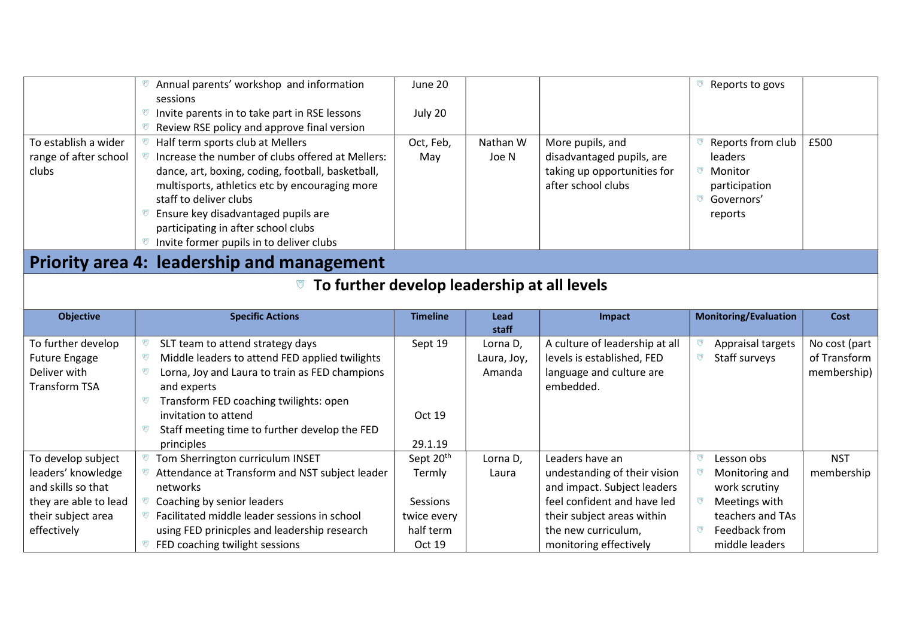| | | | | | | |
|---|---|---|---|---|---|---|
| | • Annual parents' workshop and information sessions<br>• Invite parents in to take part in RSE lessons<br>• Review RSE policy and approve final version | June 20<br><br>July 20 | | | • Reports to govs | |
| To establish a wider range of after school clubs | • Half term sports club at Mellers<br>• Increase the number of clubs offered at Mellers: dance, art, boxing, coding, football, basketball, multisports, athletics etc by encouraging more staff to deliver clubs<br>• Ensure key disadvantaged pupils are participating in after school clubs<br>• Invite former pupils in to deliver clubs | Oct, Feb, May | Nathan W<br>Joe N | More pupils, and disadvantaged pupils, are taking up opportunities for after school clubs | • Reports from club leaders<br>• Monitor participation<br>• Governors' reports | £500 |

## Priority area 4: leadership and management

### • To further develop leadership at all levels

| Objective | Specific Actions | Timeline | Lead staff | Impact | Monitoring/Evaluation | Cost |
|---|---|---|---|---|---|---|
| To further develop Future Engage Deliver with Transform TSA | • SLT team to attend strategy days<br>• Middle leaders to attend FED applied twilights<br>• Lorna, Joy and Laura to train as FED champions and experts<br>• Transform FED coaching twilights: open invitation to attend<br>• Staff meeting time to further develop the FED principles | Sept 19<br><br><br><br>Oct 19<br><br>29.1.19 | Lorna D, Laura, Joy, Amanda | A culture of leadership at all levels is established, FED language and culture are embedded. | • Appraisal targets<br>• Staff surveys | No cost (part of Transform membership) |
| To develop subject leaders' knowledge and skills so that they are able to lead their subject area effectively | • Tom Sherrington curriculum INSET<br>• Attendance at Transform and NST subject leader networks<br>• Coaching by senior leaders<br>• Facilitated middle leader sessions in school using FED prinicples and leadership research<br>• FED coaching twilight sessions | Sept 20th<br>Termly<br><br>Sessions twice every half term<br>Oct 19 | Lorna D, Laura | Leaders have an undestanding of their vision and impact. Subject leaders feel confident and have led their subject areas within the new curriculum, monitoring effectively | • Lesson obs<br>• Monitoring and work scrutiny<br>• Meetings with teachers and TAs<br>• Feedback from middle leaders | NST membership |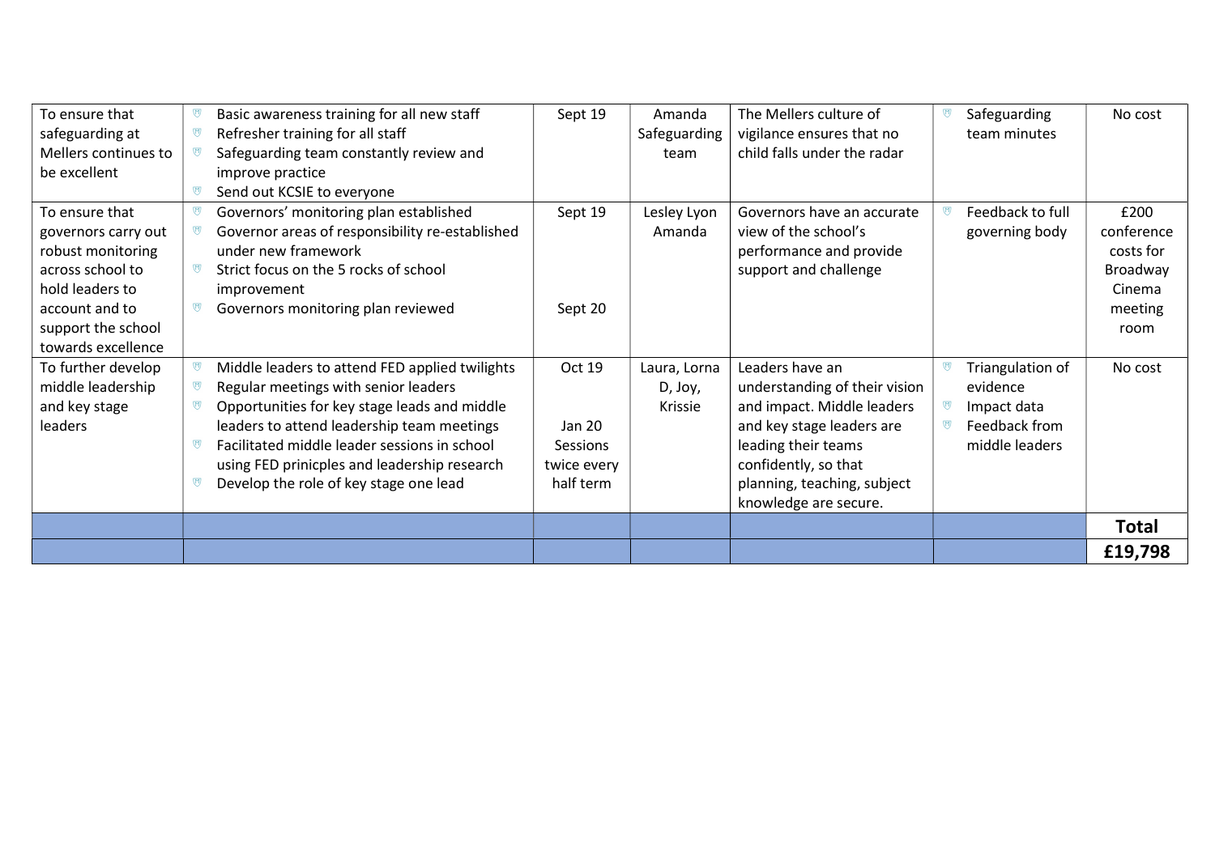| | | | | | | |
|---|---|---|---|---|---|---|
| To ensure that safeguarding at Mellers continues to be excellent | - Basic awareness training for all new staff<br>- Refresher training for all staff<br>- Safeguarding team constantly review and improve practice<br>- Send out KCSIE to everyone | Sept 19 | Amanda Safeguarding team | The Mellers culture of vigilance ensures that no child falls under the radar | - Safeguarding team minutes | No cost |
| To ensure that governors carry out robust monitoring across school to hold leaders to account and to support the school towards excellence | - Governors' monitoring plan established<br>- Governor areas of responsibility re-established under new framework<br>- Strict focus on the 5 rocks of school improvement<br>- Governors monitoring plan reviewed | Sept 19<br><br><br><br>Sept 20 | Lesley Lyon Amanda | Governors have an accurate view of the school's performance and provide support and challenge | - Feedback to full governing body | £200 conference costs for Broadway Cinema meeting room |
| To further develop middle leadership and key stage leaders | - Middle leaders to attend FED applied twilights<br>- Regular meetings with senior leaders<br>- Opportunities for key stage leads and middle leaders to attend leadership team meetings<br>- Facilitated middle leader sessions in school using FED prinicples and leadership research<br>- Develop the role of key stage one lead | Oct 19<br><br>Jan 20<br>Sessions twice every half term | Laura, Lorna D, Joy, Krissie | Leaders have an understanding of their vision and impact. Middle leaders and key stage leaders are leading their teams confidently, so that planning, teaching, subject knowledge are secure. | - Triangulation of evidence<br>- Impact data<br>- Feedback from middle leaders | No cost |
| | | | | | | **Total** |
| | | | | | | **£19,798** |